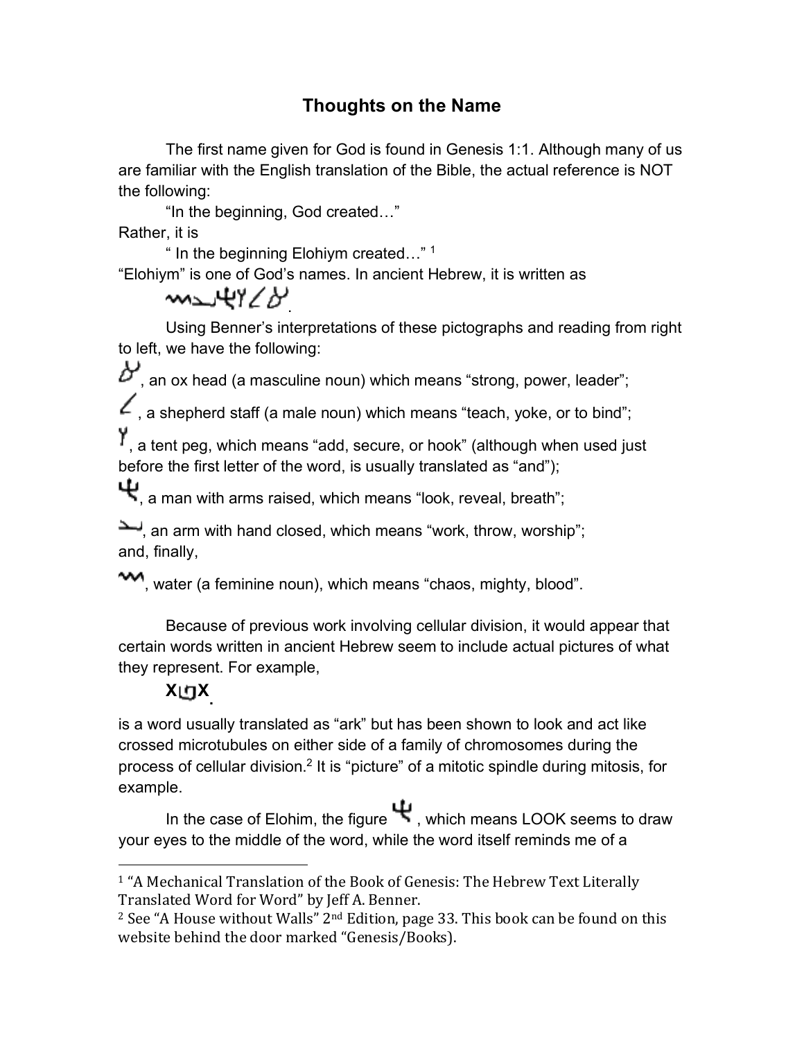# Thoughts on the Name

The first name given for God is found in Genesis 1:1. Although many of us are familiar with the English translation of the Bible, the actual reference is NOT the following:

"In the beginning, God created…"

Rather, it is

" In the beginning Elohiym created…" [1]

"Elohiym" is one of God's names. In ancient Hebrew, it is written as

.

Using Benner's interpretations of these pictographs and reading from right to left, we have the following:

, an ox head (a masculine noun) which means "strong, power, leader";

, a shepherd staff (a male noun) which means "teach, yoke, or to bind";

, a tent peg, which means "add, secure, or hook" (although when used just before the first letter of the word, is usually translated as "and");

, a man with arms raised, which means "look, reveal, breath";

, an arm with hand closed, which means "work, throw, worship";
and, finally,

, water (a feminine noun), which means "chaos, mighty, blood".

Because of previous work involving cellular division, it would appear that certain words written in ancient Hebrew seem to include actual pictures of what they represent. For example,

**X X.**

is a word usually translated as "ark" but has been shown to look and act like crossed microtubules on either side of a family of chromosomes during the process of cellular division.[2] It is "picture" of a mitotic spindle during mitosis, for example.

In the case of Elohim, the figure , which means LOOK seems to draw your eyes to the middle of the word, while the word itself reminds me of a

---

[1] "A Mechanical Translation of the Book of Genesis: The Hebrew Text Literally Translated Word for Word" by Jeff A. Benner.

[2] See "A House without Walls" 2nd Edition, page 33. This book can be found on this website behind the door marked "Genesis/Books).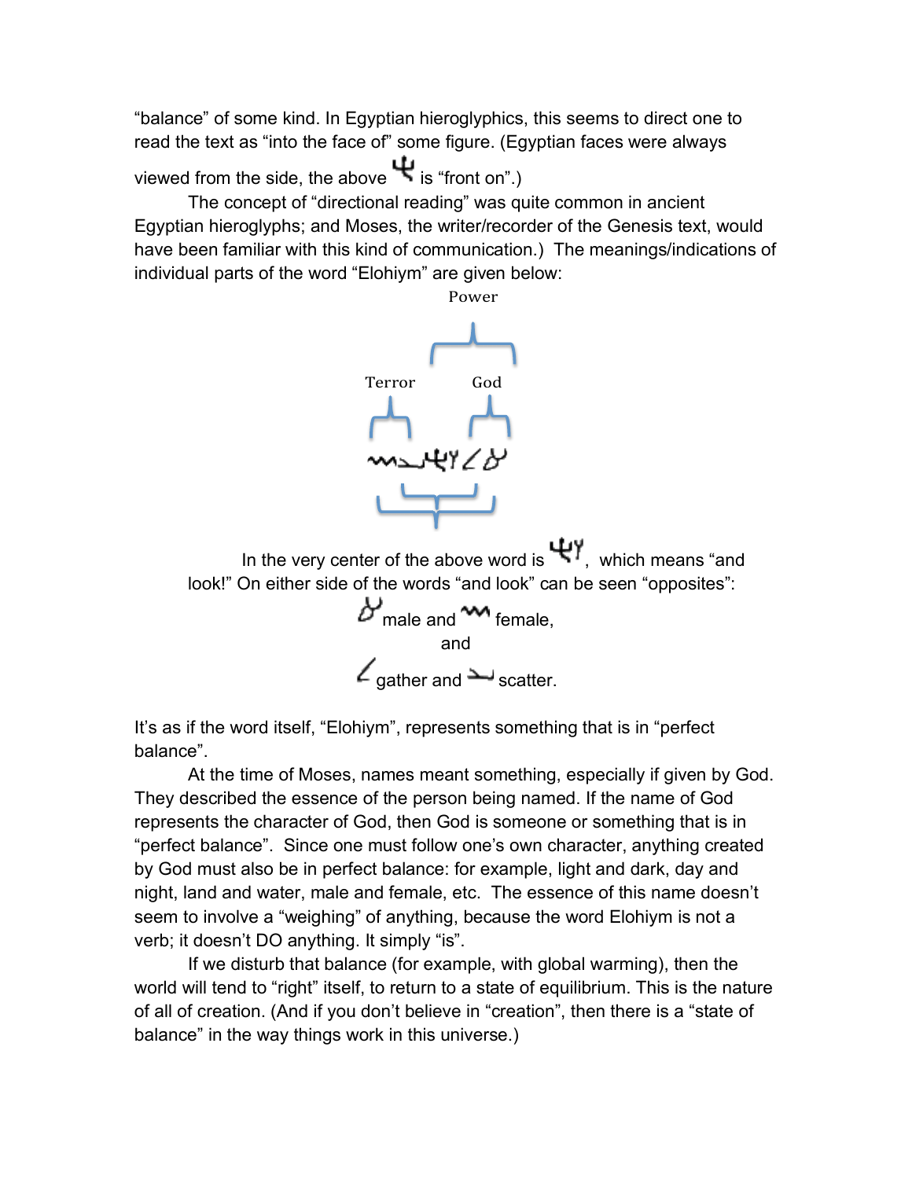"balance" of some kind. In Egyptian hieroglyphics, this seems to direct one to read the text as "into the face of" some figure. (Egyptian faces were always viewed from the side, the above 𐤄 is "front on".)

The concept of "directional reading" was quite common in ancient Egyptian hieroglyphs; and Moses, the writer/recorder of the Genesis text, would have been familiar with this kind of communication.) The meanings/indications of individual parts of the word "Elohiym" are given below:

Power

Terror God

In the very center of the above word is 𐤄𐤉, which means "and look!" On either side of the words "and look" can be seen "opposites":

male and female,

and

gather and scatter.

It's as if the word itself, "Elohiym", represents something that is in "perfect balance".

At the time of Moses, names meant something, especially if given by God. They described the essence of the person being named. If the name of God represents the character of God, then God is someone or something that is in "perfect balance". Since one must follow one's own character, anything created by God must also be in perfect balance: for example, light and dark, day and night, land and water, male and female, etc. The essence of this name doesn't seem to involve a "weighing" of anything, because the word Elohiym is not a verb; it doesn't DO anything. It simply "is".

If we disturb that balance (for example, with global warming), then the world will tend to "right" itself, to return to a state of equilibrium. This is the nature of all of creation. (And if you don't believe in "creation", then there is a "state of balance" in the way things work in this universe.)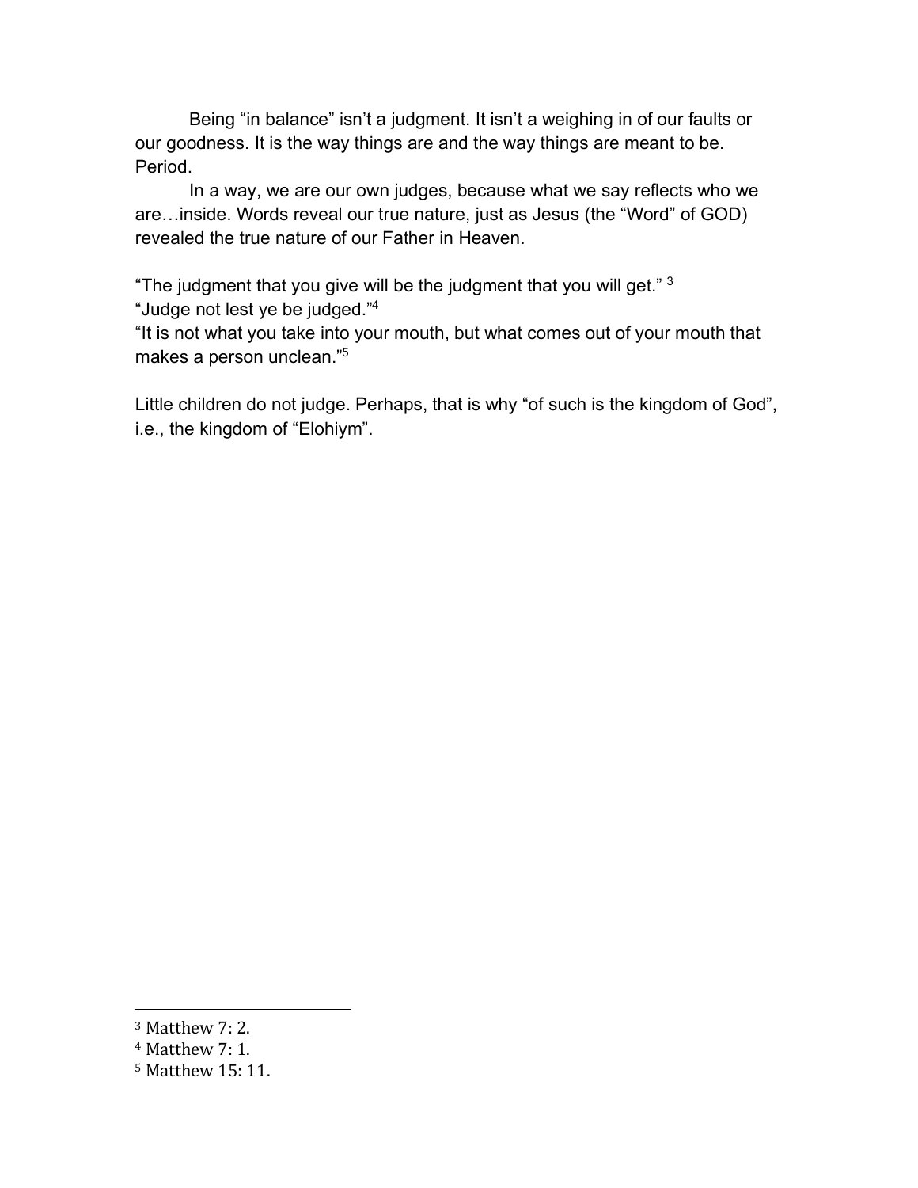Being "in balance" isn't a judgment. It isn't a weighing in of our faults or our goodness. It is the way things are and the way things are meant to be. Period.

In a way, we are our own judges, because what we say reflects who we are…inside. Words reveal our true nature, just as Jesus (the "Word" of GOD) revealed the true nature of our Father in Heaven.

"The judgment that you give will be the judgment that you will get." [3]
"Judge not lest ye be judged."[4]
"It is not what you take into your mouth, but what comes out of your mouth that makes a person unclean."[5]

Little children do not judge. Perhaps, that is why "of such is the kingdom of God", i.e., the kingdom of "Elohiym".

---

[3] Matthew 7: 2.
[4] Matthew 7: 1.
[5] Matthew 15: 11.